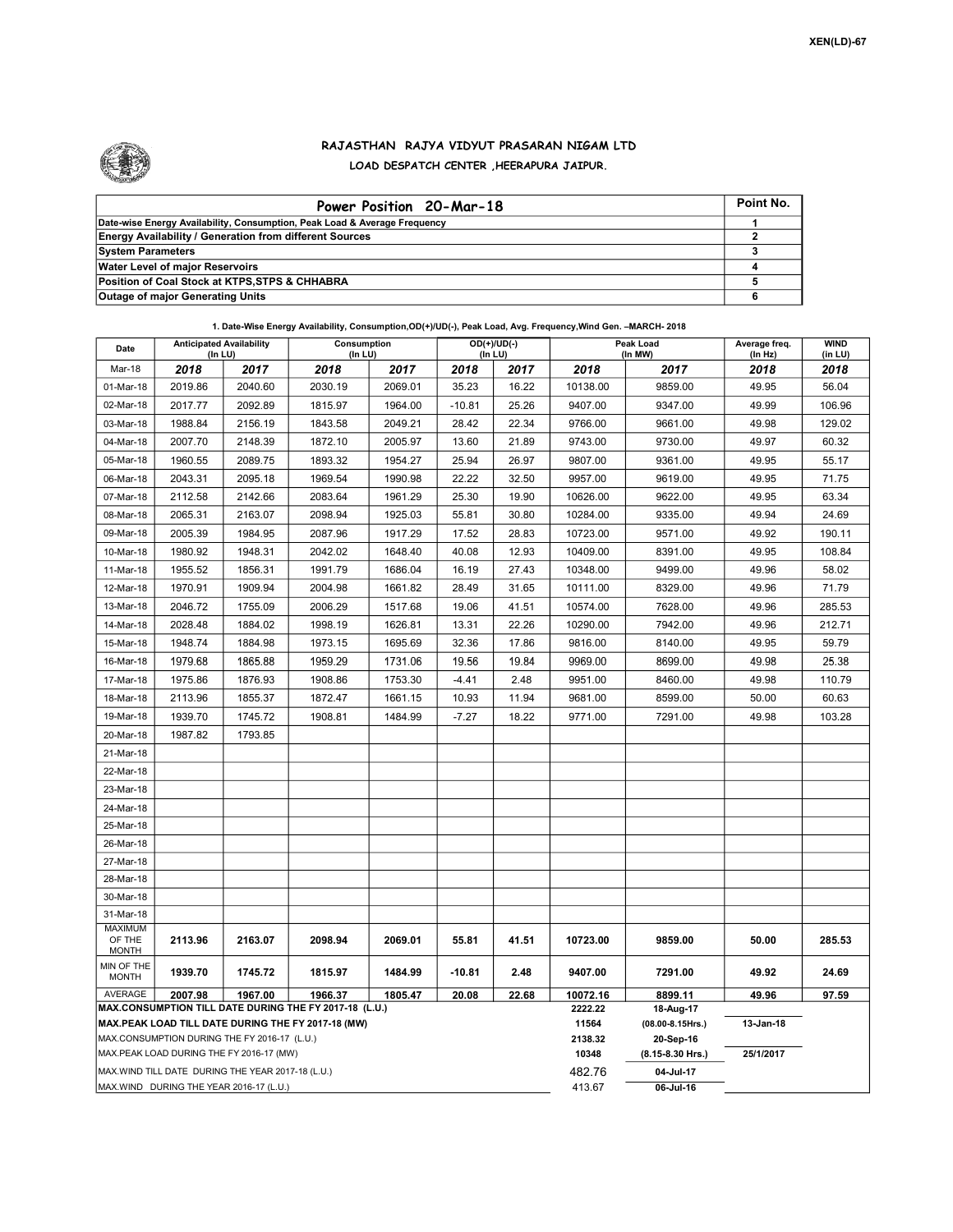XEN(LD)-67

### RAJASTHAN RAJYA VIDYUT PRASARAN NIGAM LTD

LOAD DESPATCH CENTER ,HEERAPURA JAIPUR.

| Power Position 20-Mar-18 | Point No. |
|---|---|
| Date-wise Energy Availability, Consumption, Peak Load & Average Frequency | 1 |
| Energy Availability / Generation from different Sources | 2 |
| System Parameters | 3 |
| Water Level of major Reservoirs | 4 |
| Position of Coal Stock at KTPS,STPS & CHHABRA | 5 |
| Outage of major Generating Units | 6 |

**1. Date-Wise Energy Availability, Consumption,OD(+)/UD(-), Peak Load, Avg. Frequency,Wind Gen. –MARCH- 2018**

| Date | Anticipated Availability (In LU) | | Consumption (In LU) | | OD(+)/UD(-) (In LU) | | Peak Load (In MW) | | Average freq. (In Hz) | WIND (in LU) |
|---|---|---|---|---|---|---|---|---|---|---|
| Mar-18 | 2018 | 2017 | 2018 | 2017 | 2018 | 2017 | 2018 | 2017 | 2018 | 2018 |
| 01-Mar-18 | 2019.86 | 2040.60 | 2030.19 | 2069.01 | 35.23 | 16.22 | 10138.00 | 9859.00 | 49.95 | 56.04 |
| 02-Mar-18 | 2017.77 | 2092.89 | 1815.97 | 1964.00 | -10.81 | 25.26 | 9407.00 | 9347.00 | 49.99 | 106.96 |
| 03-Mar-18 | 1988.84 | 2156.19 | 1843.58 | 2049.21 | 28.42 | 22.34 | 9766.00 | 9661.00 | 49.98 | 129.02 |
| 04-Mar-18 | 2007.70 | 2148.39 | 1872.10 | 2005.97 | 13.60 | 21.89 | 9743.00 | 9730.00 | 49.97 | 60.32 |
| 05-Mar-18 | 1960.55 | 2089.75 | 1893.32 | 1954.27 | 25.94 | 26.97 | 9807.00 | 9361.00 | 49.95 | 55.17 |
| 06-Mar-18 | 2043.31 | 2095.18 | 1969.54 | 1990.98 | 22.22 | 32.50 | 9957.00 | 9619.00 | 49.95 | 71.75 |
| 07-Mar-18 | 2112.58 | 2142.66 | 2083.64 | 1961.29 | 25.30 | 19.90 | 10626.00 | 9622.00 | 49.95 | 63.34 |
| 08-Mar-18 | 2065.31 | 2163.07 | 2098.94 | 1925.03 | 55.81 | 30.80 | 10284.00 | 9335.00 | 49.94 | 24.69 |
| 09-Mar-18 | 2005.39 | 1984.95 | 2087.96 | 1917.29 | 17.52 | 28.83 | 10723.00 | 9571.00 | 49.92 | 190.11 |
| 10-Mar-18 | 1980.92 | 1948.31 | 2042.02 | 1648.40 | 40.08 | 12.93 | 10409.00 | 8391.00 | 49.95 | 108.84 |
| 11-Mar-18 | 1955.52 | 1856.31 | 1991.79 | 1686.04 | 16.19 | 27.43 | 10348.00 | 9499.00 | 49.96 | 58.02 |
| 12-Mar-18 | 1970.91 | 1909.94 | 2004.98 | 1661.82 | 28.49 | 31.65 | 10111.00 | 8329.00 | 49.96 | 71.79 |
| 13-Mar-18 | 2046.72 | 1755.09 | 2006.29 | 1517.68 | 19.06 | 41.51 | 10574.00 | 7628.00 | 49.96 | 285.53 |
| 14-Mar-18 | 2028.48 | 1884.02 | 1998.19 | 1626.81 | 13.31 | 22.26 | 10290.00 | 7942.00 | 49.96 | 212.71 |
| 15-Mar-18 | 1948.74 | 1884.98 | 1973.15 | 1695.69 | 32.36 | 17.86 | 9816.00 | 8140.00 | 49.95 | 59.79 |
| 16-Mar-18 | 1979.68 | 1865.88 | 1959.29 | 1731.06 | 19.56 | 19.84 | 9969.00 | 8699.00 | 49.98 | 25.38 |
| 17-Mar-18 | 1975.86 | 1876.93 | 1908.86 | 1753.30 | -4.41 | 2.48 | 9951.00 | 8460.00 | 49.98 | 110.79 |
| 18-Mar-18 | 2113.96 | 1855.37 | 1872.47 | 1661.15 | 10.93 | 11.94 | 9681.00 | 8599.00 | 50.00 | 60.63 |
| 19-Mar-18 | 1939.70 | 1745.72 | 1908.81 | 1484.99 | -7.27 | 18.22 | 9771.00 | 7291.00 | 49.98 | 103.28 |
| 20-Mar-18 | 1987.82 | 1793.85 | | | | | | | | |
| 21-Mar-18 | | | | | | | | | | |
| 22-Mar-18 | | | | | | | | | | |
| 23-Mar-18 | | | | | | | | | | |
| 24-Mar-18 | | | | | | | | | | |
| 25-Mar-18 | | | | | | | | | | |
| 26-Mar-18 | | | | | | | | | | |
| 27-Mar-18 | | | | | | | | | | |
| 28-Mar-18 | | | | | | | | | | |
| 30-Mar-18 | | | | | | | | | | |
| 31-Mar-18 | | | | | | | | | | |
| MAXIMUM OF THE MONTH | 2113.96 | 2163.07 | 2098.94 | 2069.01 | 55.81 | 41.51 | 10723.00 | 9859.00 | 50.00 | 285.53 |
| MIN OF THE MONTH | 1939.70 | 1745.72 | 1815.97 | 1484.99 | -10.81 | 2.48 | 9407.00 | 7291.00 | 49.92 | 24.69 |
| AVERAGE | 2007.98 | 1967.00 | 1966.37 | 1805.47 | 20.08 | 22.68 | 10072.16 | 8899.11 | 49.96 | 97.59 |

| | | | |
|---|---|---|---|
| MAX.CONSUMPTION TILL DATE DURING THE FY 2017-18 (L.U.) | 2222.22 | 18-Aug-17 | |
| MAX.PEAK LOAD TILL DATE DURING THE FY 2017-18 (MW) | 11564 | (08.00-8.15Hrs.) | 13-Jan-18 |
| MAX.CONSUMPTION DURING THE FY 2016-17 (L.U.) | 2138.32 | 20-Sep-16 | |
| MAX.PEAK LOAD DURING THE FY 2016-17 (MW) | 10348 | (8.15-8.30 Hrs.) | 25/1/2017 |
| MAX.WIND TILL DATE DURING THE YEAR 2017-18 (L.U.) | 482.76 | 04-Jul-17 | |
| MAX.WIND DURING THE YEAR 2016-17 (L.U.) | 413.67 | 06-Jul-16 | |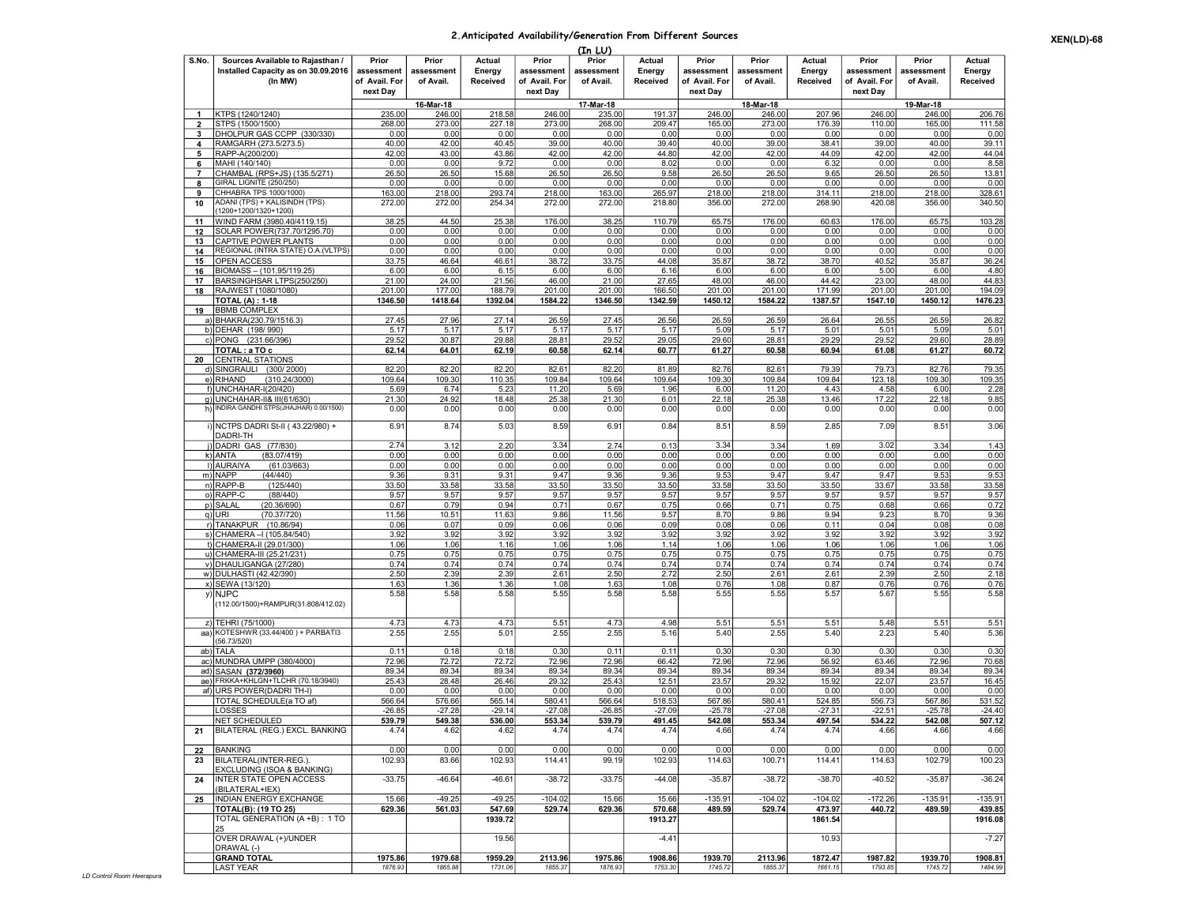## 2.Anticipated Availability/Generation From Different Sources

XEN(LD)-68

(In LU)

| S.No. | Sources Available to Rajasthan / Installed Capacity as on 30.09.2016 (In MW) | Prior assessment of Avail. For next Day | Prior assessment of Avail. | Actual Energy Received | Prior assessment of Avail. For next Day | Prior assessment of Avail. | Actual Energy Received | Prior assessment of Avail. For next Day | Prior assessment of Avail. | Actual Energy Received | Prior assessment of Avail. For next Day | Prior assessment of Avail. | Actual Energy Received |
|---|---|---|---|---|---|---|---|---|---|---|---|---|---|
| | | 16-Mar-18 | | | 17-Mar-18 | | | 18-Mar-18 | | | 19-Mar-18 | | |
| 1 | KTPS (1240/1240) | 235.00 | 246.00 | 218.58 | 246.00 | 235.00 | 191.37 | 246.00 | 246.00 | 207.96 | 246.00 | 246.00 | 206.76 |
| 2 | STPS (1500/1500) | 268.00 | 273.00 | 227.18 | 273.00 | 268.00 | 209.47 | 165.00 | 273.00 | 176.39 | 110.00 | 165.00 | 111.58 |
| 3 | DHOLPUR GAS CCPP (330/330) | 0.00 | 0.00 | 0.00 | 0.00 | 0.00 | 0.00 | 0.00 | 0.00 | 0.00 | 0.00 | 0.00 | 0.00 |
| 4 | RAMGARH (273.5/273.5) | 40.00 | 42.00 | 40.45 | 39.00 | 40.00 | 39.40 | 40.00 | 39.00 | 38.41 | 39.00 | 40.00 | 39.11 |
| 5 | RAPP-A(200/200) | 42.00 | 43.00 | 43.86 | 42.00 | 42.00 | 44.80 | 42.00 | 42.00 | 44.09 | 42.00 | 42.00 | 44.04 |
| 6 | MAHI (140/140) | 0.00 | 0.00 | 9.72 | 0.00 | 0.00 | 8.02 | 0.00 | 0.00 | 6.32 | 0.00 | 0.00 | 8.58 |
| 7 | CHAMBAL (RPS+JS) (135.5/271) | 26.50 | 26.50 | 15.68 | 26.50 | 26.50 | 9.58 | 26.50 | 26.50 | 9.65 | 26.50 | 26.50 | 13.81 |
| 8 | GIRAL LIGNITE (250/250) | 0.00 | 0.00 | 0.00 | 0.00 | 0.00 | 0.00 | 0.00 | 0.00 | 0.00 | 0.00 | 0.00 | 0.00 |
| 9 | CHHABRA TPS 1000/1000) | 163.00 | 218.00 | 293.74 | 218.00 | 163.00 | 265.97 | 218.00 | 218.00 | 314.11 | 218.00 | 218.00 | 328.61 |
| 10 | ADANI (TPS) + KALISINDH (TPS) (1200+1200/1320+1200) | 272.00 | 272.00 | 254.34 | 272.00 | 272.00 | 218.80 | 356.00 | 272.00 | 268.90 | 420.08 | 356.00 | 340.50 |
| 11 | WIND FARM (3980.40/4119.15) | 38.25 | 44.50 | 25.38 | 176.00 | 38.25 | 110.79 | 65.75 | 176.00 | 60.63 | 176.00 | 65.75 | 103.28 |
| 12 | SOLAR POWER(737.70/1295.70) | 0.00 | 0.00 | 0.00 | 0.00 | 0.00 | 0.00 | 0.00 | 0.00 | 0.00 | 0.00 | 0.00 | 0.00 |
| 13 | CAPTIVE POWER PLANTS | 0.00 | 0.00 | 0.00 | 0.00 | 0.00 | 0.00 | 0.00 | 0.00 | 0.00 | 0.00 | 0.00 | 0.00 |
| 14 | REGIONAL (INTRA STATE) O.A.(VLTPS) | 0.00 | 0.00 | 0.00 | 0.00 | 0.00 | 0.00 | 0.00 | 0.00 | 0.00 | 0.00 | 0.00 | 0.00 |
| 15 | OPEN ACCESS | 33.75 | 46.64 | 46.61 | 38.72 | 33.75 | 44.08 | 35.87 | 38.72 | 38.70 | 40.52 | 35.87 | 36.24 |
| 16 | BIOMASS – (101.95/119.25) | 6.00 | 6.00 | 6.15 | 6.00 | 6.00 | 6.16 | 6.00 | 6.00 | 6.00 | 5.00 | 6.00 | 4.80 |
| 17 | BARSINGHSAR LTPS(250/250) | 21.00 | 24.00 | 21.56 | 46.00 | 21.00 | 27.65 | 48.00 | 46.00 | 44.42 | 23.00 | 48.00 | 44.83 |
| 18 | RAJWEST (1080/1080) | 201.00 | 177.00 | 188.79 | 201.00 | 201.00 | 166.50 | 201.00 | 201.00 | 171.99 | 201.00 | 201.00 | 194.09 |
| | TOTAL (A) : 1-18 | 1346.50 | 1418.64 | 1392.04 | 1584.22 | 1346.50 | 1342.59 | 1450.12 | 1584.22 | 1387.57 | 1547.10 | 1450.12 | 1476.23 |
| 19 | BBMB COMPLEX | | | | | | | | | | | | |
| | a) BHAKRA(230.79/1516.3) | 27.45 | 27.96 | 27.14 | 26.59 | 27.45 | 26.56 | 26.59 | 26.59 | 26.64 | 26.55 | 26.59 | 26.82 |
| | b) DEHAR (198/ 990) | 5.17 | 5.17 | 5.17 | 5.17 | 5.17 | 5.17 | 5.09 | 5.17 | 5.01 | 5.01 | 5.09 | 5.01 |
| | c) PONG (231.66/396) | 29.52 | 30.87 | 29.88 | 28.81 | 29.52 | 29.05 | 29.60 | 28.81 | 29.29 | 29.52 | 29.60 | 28.89 |
| | TOTAL : a TO c | 62.14 | 64.01 | 62.19 | 60.58 | 62.14 | 60.77 | 61.27 | 60.58 | 60.94 | 61.08 | 61.27 | 60.72 |
| 20 | CENTRAL STATIONS | | | | | | | | | | | | |
| | d) SINGRAULI (300/ 2000) | 82.20 | 82.20 | 82.20 | 82.61 | 82.20 | 81.89 | 82.76 | 82.61 | 79.39 | 79.73 | 82.76 | 79.35 |
| | e) RIHAND (310.24/3000) | 109.64 | 109.30 | 110.35 | 109.84 | 109.64 | 109.64 | 109.30 | 109.84 | 109.84 | 123.18 | 109.30 | 109.35 |
| | f) UNCHAHAR-I(20/420) | 5.69 | 6.74 | 5.23 | 11.20 | 5.69 | 1.96 | 6.00 | 11.20 | 4.43 | 4.58 | 6.00 | 2.28 |
| | g) UNCHAHAR-II& III(61/630) | 21.30 | 24.92 | 18.48 | 25.38 | 21.30 | 6.01 | 22.18 | 25.38 | 13.46 | 17.22 | 22.18 | 9.85 |
| | h) INDIRA GANDHI STPS(JHAJHAR) 0.00/1500) | 0.00 | 0.00 | 0.00 | 0.00 | 0.00 | 0.00 | 0.00 | 0.00 | 0.00 | 0.00 | 0.00 | 0.00 |
| | i) NCTPS DADRI St-II ( 43.22/980) + DADRI-TH | 6.91 | 8.74 | 5.03 | 8.59 | 6.91 | 0.84 | 8.51 | 8.59 | 2.85 | 7.09 | 8.51 | 3.06 |
| | j) DADRI GAS (77/830) | 2.74 | 3.12 | 2.20 | 3.34 | 2.74 | 0.13 | 3.34 | 3.34 | 1.69 | 3.02 | 3.34 | 1.43 |
| | k) ANTA (83.07/419) | 0.00 | 0.00 | 0.00 | 0.00 | 0.00 | 0.00 | 0.00 | 0.00 | 0.00 | 0.00 | 0.00 | 0.00 |
| | l) AURAIYA (61.03/663) | 0.00 | 0.00 | 0.00 | 0.00 | 0.00 | 0.00 | 0.00 | 0.00 | 0.00 | 0.00 | 0.00 | 0.00 |
| | m) NAPP (44/440) | 9.36 | 9.31 | 9.31 | 9.47 | 9.36 | 9.36 | 9.53 | 9.47 | 9.47 | 9.47 | 9.53 | 9.53 |
| | n) RAPP-B (125/440) | 33.50 | 33.58 | 33.58 | 33.50 | 33.50 | 33.50 | 33.58 | 33.50 | 33.50 | 33.67 | 33.58 | 33.58 |
| | o) RAPP-C (88/440) | 9.57 | 9.57 | 9.57 | 9.57 | 9.57 | 9.57 | 9.57 | 9.57 | 9.57 | 9.57 | 9.57 | 9.57 |
| | p) SALAL (20.36/690) | 0.67 | 0.79 | 0.94 | 0.71 | 0.67 | 0.75 | 0.66 | 0.71 | 0.75 | 0.68 | 0.66 | 0.72 |
| | q) URI (70.37/720) | 11.56 | 10.51 | 11.63 | 9.86 | 11.56 | 9.57 | 8.70 | 9.86 | 9.94 | 9.23 | 8.70 | 9.36 |
| | r) TANAKPUR (10.86/94) | 0.06 | 0.07 | 0.09 | 0.06 | 0.06 | 0.09 | 0.08 | 0.06 | 0.11 | 0.04 | 0.08 | 0.08 |
| | s) CHAMERA –I (105.84/540) | 3.92 | 3.92 | 3.92 | 3.92 | 3.92 | 3.92 | 3.92 | 3.92 | 3.92 | 3.92 | 3.92 | 3.92 |
| | t) CHAMERA-II (29.01/300) | 1.06 | 1.06 | 1.16 | 1.06 | 1.06 | 1.14 | 1.06 | 1.06 | 1.06 | 1.06 | 1.06 | 1.06 |
| | u) CHAMERA-III (25.21/231) | 0.75 | 0.75 | 0.75 | 0.75 | 0.75 | 0.75 | 0.75 | 0.75 | 0.75 | 0.75 | 0.75 | 0.75 |
| | v) DHAULIGANGA (27/280) | 0.74 | 0.74 | 0.74 | 0.74 | 0.74 | 0.74 | 0.74 | 0.74 | 0.74 | 0.74 | 0.74 | 0.74 |
| | w) DULHASTI (42.42/390) | 2.50 | 2.39 | 2.39 | 2.61 | 2.50 | 2.72 | 2.50 | 2.61 | 2.61 | 2.39 | 2.50 | 2.18 |
| | x) SEWA (13/120) | 1.63 | 1.36 | 1.36 | 1.08 | 1.63 | 1.08 | 0.76 | 1.08 | 0.87 | 0.76 | 0.76 | 0.76 |
| | y) NJPC (112.00/1500)+RAMPUR(31.808/412.02) | 5.58 | 5.58 | 5.58 | 5.55 | 5.58 | 5.58 | 5.55 | 5.55 | 5.57 | 5.67 | 5.55 | 5.58 |
| | z) TEHRI (75/1000) | 4.73 | 4.73 | 4.73 | 5.51 | 4.73 | 4.98 | 5.51 | 5.51 | 5.51 | 5.48 | 5.51 | 5.51 |
| | aa) KOTESHWR (33.44/400 ) + PARBATI3 (56.73/520) | 2.55 | 2.55 | 5.01 | 2.55 | 2.55 | 5.16 | 5.40 | 2.55 | 5.40 | 2.23 | 5.40 | 5.36 |
| | ab) TALA | 0.11 | 0.18 | 0.18 | 0.30 | 0.11 | 0.11 | 0.30 | 0.30 | 0.30 | 0.30 | 0.30 | 0.30 |
| | ac) MUNDRA UMPP (380/4000) | 72.96 | 72.72 | 72.72 | 72.96 | 72.96 | 66.42 | 72.96 | 72.96 | 56.92 | 63.46 | 72.96 | 70.68 |
| | ad) SASAN **(372/3960)** | 89.34 | 89.34 | 89.34 | 89.34 | 89.34 | 89.34 | 89.34 | 89.34 | 89.34 | 89.34 | 89.34 | 89.34 |
| | ae) FRKKA+KHLGN+TLCHR (70.18/3940) | 25.43 | 28.48 | 26.46 | 29.32 | 25.43 | 12.51 | 23.57 | 29.32 | 15.92 | 22.07 | 23.57 | 16.45 |
| | af) URS POWER(DADRI TH-I) | 0.00 | 0.00 | 0.00 | 0.00 | 0.00 | 0.00 | 0.00 | 0.00 | 0.00 | 0.00 | 0.00 | 0.00 |
| | TOTAL SCHEDULE(a TO af) | 566.64 | 576.66 | 565.14 | 580.41 | 566.64 | 518.53 | 567.86 | 580.41 | 524.85 | 556.73 | 567.86 | 531.52 |
| | LOSSES | -26.85 | -27.28 | -29.14 | -27.08 | -26.85 | -27.09 | -25.78 | -27.08 | -27.31 | -22.51 | -25.78 | -24.40 |
| | NET SCHEDULED | 539.79 | 549.38 | 536.00 | 553.34 | 539.79 | 491.45 | 542.08 | 553.34 | 497.54 | 534.22 | 542.08 | 507.12 |
| 21 | BILATERAL (REG.) EXCL. BANKING | 4.74 | 4.62 | 4.62 | 4.74 | 4.74 | 4.74 | 4.66 | 4.74 | 4.74 | 4.66 | 4.66 | 4.66 |
| 22 | BANKING | 0.00 | 0.00 | 0.00 | 0.00 | 0.00 | 0.00 | 0.00 | 0.00 | 0.00 | 0.00 | 0.00 | 0.00 |
| 23 | BILATERAL(INTER-REG.). EXCLUDING (ISOA & BANKING) | 102.93 | 83.66 | 102.93 | 114.41 | 99.19 | 102.93 | 114.63 | 100.71 | 114.41 | 114.63 | 102.79 | 100.23 |
| 24 | INTER STATE OPEN ACCESS (BILATERAL+IEX) | -33.75 | -46.64 | -46.61 | -38.72 | -33.75 | -44.08 | -35.87 | -38.72 | -38.70 | -40.52 | -35.87 | -36.24 |
| 25 | INDIAN ENERGY EXCHANGE | 15.66 | -49.25 | -49.25 | -104.02 | 15.66 | 15.66 | -135.91 | -104.02 | -104.02 | -172.26 | -135.91 | -135.91 |
| | TOTAL(B): (19 TO 25) | 629.36 | 561.03 | 547.69 | 529.74 | 629.36 | 570.68 | 489.59 | 529.74 | 473.97 | 440.72 | 489.59 | 439.85 |
| | TOTAL GENERATION (A +B) : 1 TO 25 | | | 1939.72 | | | 1913.27 | | | 1861.54 | | | 1916.08 |
| | OVER DRAWAL (+)/UNDER DRAWAL (-) | | | 19.56 | | | -4.41 | | | 10.93 | | | -7.27 |
| | GRAND TOTAL | 1975.86 | 1979.68 | 1959.29 | 2113.96 | 1975.86 | 1908.86 | 1939.70 | 2113.96 | 1872.47 | 1987.82 | 1939.70 | 1908.81 |
| | LAST YEAR | *1876.93* | *1865.88* | *1731.06* | *1855.37* | *1876.93* | *1753.30* | *1745.72* | *1855.37* | *1661.15* | *1793.85* | *1745.72* | *1484.99* |

*LD Control Room Heerapura*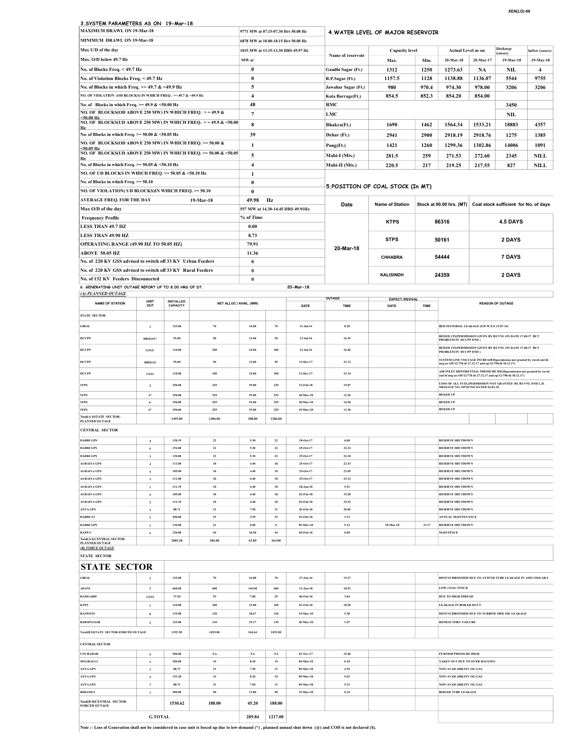XEN(LD)-69

## 3.SYSTEM PARAMETERS AS ON 19-Mar-18

| | |
|---|---|
| MAXIMUM DRAWL ON 19-Mar-18 | 9771 MW at 07.15-07.30 Hrs 50.08 Hz |
| MINIMUM DRAWL ON 19-Mar-18 | 6878 MW at 18.00-18.15 Hrs 50.00 Hz |
| Max U/D of the day | 1015 MW at 13.15-13.30 HRS 49.97 Hz |
| Max. O/D below 49.7 Hz | MW at |
| No. of Blocks Freq. < 49.7 Hz | 0 |
| No. of Violation Blocks Freq. < 49.7 Hz | 0 |
| No. of Blocks in which Freq. >= 49.7 & <49.9 Hz | 5 |
| NO. OF VIOLATION (OD BLOCKS) IN WHICH FREQ. >= 49.7 & <49.9 Hz | 4 |
| No. of Blocks in which Freq. >= 49.9 & <50.00 Hz | 48 |
| NO. OF BLOCKS(OD ABOVE 250 MW) IN WHICH FREQ. > = 49.9 & <50.00 Hz | 7 |
| NO. OF BLOCKS(UD ABOVE 250 MW) IN WHICH FREQ. > = 49.9 & <50.00 Hz | 8 |
| No. of Blocks in which Freq. >= 50.00 & <50.05 Hz | 39 |
| NO. OF BLOCKS(OD ABOVE 250 MW) IN WHICH FREQ. >= 50.00 & <50.05 Hz | 1 |
| NO. OF BLOCKS(UD ABOVE 250 MW) IN WHICH FREQ. >= 50.00 & <50.05 Hz | 5 |
| No. of Blocks in which Freq. >= 50.05 & <50.10 Hz | 4 |
| NO. OF UD BLOCKS IN WHICH FREQ. >= 50.05 & <50.10 Hz | 1 |
| No. of Blocks in which Freq. >= 50.10 | 0 |
| NO. OF VIOLATION( UD BLOCKS)IN WHICH FREQ. >= 50.10 | 0 |
| AVERAGE FREQ. FOR THE DAY 19-Mar-18 | 49.98 Hz |
| Max O/D of the day | 557 MW at 14.30-14.45 HRS 49.91Hz |
| Frequency Profile | % of Time |
| LESS THAN 49.7 HZ | 0.00 |
| LESS THAN 49.90 HZ | 8.73 |
| OPERATING RANGE (49.90 HZ TO 50.05 HZ) | 79.91 |
| ABOVE 50.05 HZ | 11.36 |
| No. of 220 KV GSS advised to switch off 33 KV Urban Feeders | 0 |
| No. of 220 KV GSS advised to switch off 33 KV Rural Feeders | 0 |
| No. of 132 KV Feeders Disconnected | 0 |

## 4.WATER LEVEL OF MAJOR RESERVOIR

| Name of reservoir | Capacity level | | Actual Level as on | | Discharge (cusecs) | Inflow (cusecs) |
|---|---|---|---|---|---|---|
| | Max. | Min. | 20-Mar-18 | 20-Mar-17 | 19-Mar-18 | 19-Mar-18 |
| Gandhi Sagar (Ft.) | 1312 | 1250 | 1273.63 | NA | NIL | 4 |
| R.P.Sagar (Ft.) | 1157.5 | 1128 | 1138.88 | 1136.07 | 5544 | 9755 |
| Jawahar Sagar (Ft.) | 980 | 970.4 | 974.30 | 978.00 | 3206 | 3206 |
| Kota Barrage(Ft.) | 854.5 | 852.3 | 854.20 | 854.00 | | |
| RMC | | | | | 3450 | |
| LMC | | | | | NIL | |
| Bhakra(Ft.) | 1690 | 1462 | 1564.34 | 1533.21 | 18883 | 4357 |
| Dehar (Ft.) | 2941 | 2900 | 2918.19 | 2918.76 | 1275 | 1385 |
| Pong(Ft.) | 1421 | 1260 | 1299.36 | 1302.86 | 14006 | 1091 |
| Mahi-I (Mts.) | 281.5 | 259 | 271.53 | 272.60 | 2345 | NILL |
| Mahi-II (Mts.) | 220.5 | 217 | 219.25 | 217.55 | 827 | NILL |

## 5.POSITION OF COAL STOCK (In MT)

| Date | Name of Station | Stock at 00.00 hrs. (MT) | Coal stock sufficient for No. of days |
|---|---|---|---|
| 20-Mar-18 | KTPS | 86316 | 4.5 DAYS |
| | STPS | 50161 | 2 DAYS |
| | CHHABRA | 54444 | 7 DAYS |
| | KALISINDH | 24359 | 2 DAYS |

## 6. GENERATING UNIT OUTAGE REPORT UP TO 8.00 HRS OF DT. 20-Mar-18

### (A) PLANNED OUTAGE

| NAME OF STATION | UNIT OUT | INSTALLED CAPACITY | NET ALLOC./ AVAIL. (MW) | | | OUTAGE DATE | OUTAGE TIME | EXPECT./REVIVAL DATE | EXPECT./REVIVAL TIME | REASON OF OUTAGE |
|---|---|---|---|---|---|---|---|---|---|---|
| STATE SECTOR | | | | | | | | | | |
| GIRAL | 1 | 125.00 | 70 | 16.80 | 70 | 11-Jul-14 | 8.20 | | | BED MATERIAL LEAKAGE (S/D W.E.F.15.07.14) |
| DCCPP | HRSG#2* | 55.00 | 50 | 12.00 | 50 | 13-Jul-16 | 16.35 | | | BOXED UP((PERMISSION GIVEN BY RUVNL ON DATE 17.08.17 BUT PROBLEM IN DCCPP END ) |
| DCCPP | GT#2* | 110.00 | 100 | 24.00 | 100 | 13-Jul-16 | 16.40 | | | BOXED UP((PERMISSION GIVEN BY RUVNL ON DATE 17.08.17 BUT PROBLEM IN DCCPP END ) |
| DCCPP | HRSG#1 | 55.00 | 50 | 12.00 | 50 | 11-Dec-17 | 21.12 | | | SYSTEM LINE VOLTAGE INCREASED(permission not granted by ruvnl end ld msg no OP/12/730 dt 27.12.17 and op/12/790/dt 30.12.17) |
| DCCPP | GT#1 | 110.00 | 100 | 24.00 | 100 | 12-Dec-17 | 23.34 | | | AIR INLET DIFFERENTIAL PRESSURE HIGH(permission not granted by ruvnl end ld msg no OP/12/730 dt 27.12.17 and op/12/790/dt 30.12.17) |
| STPS | 2 | 250.00 | 229 | 55.00 | 229 | 23-Feb-18 | 15.07 | | | LOSS OF ALL FUEL(PERMISSION NOT GRANTED BY RUVNL END L.D. MESSAGE NO. OP/02/543 DATED 26.02.18 |
| STPS | 4* | 250.00 | 229 | 55.00 | 229 | 18-Mar-18 | 12.36 | | | BOXED UP |
| STPS | 3* | 250.00 | 229 | 55.00 | 229 | 18-Mar-18 | 14.50 | | | BOXED UP |
| STPS | 6* | 250.00 | 229 | 55.00 | 229 | 19-Mar-18 | 13.30 | | | BOXED UP |
| Total(A I)STATE SECTOR-PLANNED OUTAGE | | 1455.00 | 1286.00 | 308.80 | 1286.00 | | | | | |
| CENTRAL SECTOR | | | | | | | | | | |
| DADRI GPS | 4 | 130.19 | 22 | 5.30 | 22 | 18-Oct-17 | 6.00 | | | RESERVE SHUTDOWN |
| DADRI GPS | 6 | 154.00 | 22 | 5.30 | 22 | 25-Oct-17 | 22.22 | | | RESERVE SHUTDOWN |
| DADRI GPS | 3 | 130.00 | 22 | 5.30 | 22 | 25-Oct-17 | 22.30 | | | RESERVE SHUTDOWN |
| AURAIYA GPS | 4 | 111.00 | 18 | 4.40 | 18 | 25-Oct-17 | 22.43 | | | RESERVE SHUTDOWN |
| AURAIYA GPS | 6 | 109.00 | 18 | 4.40 | 18 | 25-Oct-17 | 23.09 | | | RESERVE SHUTDOWN |
| AURAIYA GPS | 3 | 111.00 | 18 | 4.40 | 18 | 25-Oct-17 | 23.12 | | | RESERVE SHUTDOWN |
| AURAIYA GPS | 1 | 111.19 | 18 | 4.40 | 18 | 28-Jan-18 | 5.51 | | | RESERVE SHUTDOWN |
| AURAIYA GPS | 5 | 109.00 | 18 | 4.40 | 18 | 02-Feb-18 | 19.28 | | | RESERVE SHUTDOWN |
| AURAIYA GPS | 2 | 111.19 | 18 | 4.40 | 18 | 02-Feb-18 | 19.32 | | | RESERVE SHUTDOWN |
| ANTA GPS | 2 | 88.71 | 31 | 7.50 | 31 | 02-Feb-18 | 20.06 | | | RESERVE SHUTDOWN |
| DADRI-T2 | 2 | 490.00 | 15 | 3.59 | 15 | 03-Feb-18 | 1.33 | | | ANNUAL MAINTENANCE |
| DADRI GPS | 1 | 130.00 | 22 | 0.00 | 0 | 05-Mar-18 | 5.12 | 18-Mar-18 | 23.17 | RESERVE SHUTDOWN |
| RAPP-C | 6 | 220.00 | 44 | 10.50 | 44 | 06-Feb-18 | 0.00 | | | MAINTENCE |
| Total(A-I)CENTRAL SECTOR-PLANNED OUTAGE | | 2005.28 | 286.00 | 63.89 | 264.00 | | | | | |

### (B) FORCE OUTAGE

| NAME OF STATION | UNIT OUT | INSTALLED CAPACITY | NET ALLOC./ AVAIL. (MW) | | | OUTAGE DATE | OUTAGE TIME | EXPECT./REVIVAL DATE | EXPECT./REVIVAL TIME | REASON OF OUTAGE |
|---|---|---|---|---|---|---|---|---|---|---|
| STATE SECTOR | | | | | | | | | | |
| GIRAL | 2 | 125.00 | 70 | 16.80 | 70 | 27-Jan-16 | 15.27 | | | DESYNCHRONIZED DUE TO ATTEND TUBE LEAKAGE IN ASH COOLAR-I |
| ADANI | 2 | 660.00 | 600 | 144.00 | 600 | 13-Jan-18 | 18.52 | | | LOW COAL STOCK |
| RAMGARH | GT#2 | 37.50 | 29 | 7.00 | 29 | 06-Feb-18 | 3.04 | | | DUE TO HIGH SPREAD |
| KTPS | 1 | 110.00 | 100 | 23.00 | 100 | 01-Feb-18 | 18.28 | | | LEAKAGE IN BOILER DUCT |
| RAJWEST | 8 | 135.00 | 120 | 28.67 | 120 | 14-Mar-18 | 5.30 | | | DESYNCHRONIZED DUE TO TURBINE SIDE OIL LEAKAGE |
| BARSINGSAR | 2 | 125.00 | 110 | 25.17 | 110 | 20-Mar-18 | 1.07 | | | REFRACTORY FAILURE |
| Total(B I)STATE SECTOR-FORCED OUTAGE | | 1192.50 | 1029.00 | 244.64 | 1029.00 | | | | | |
| CENTRAL SECTOR | | | | | | | | | | |
| UNCHAHAR | 6 | 500.00 | NA | NA | NA | 01-Nov-17 | 15.40 | | | FURNISH PRESSURE HIGH |
| SINGRAULI | 2 | 200.00 | 34 | 8.20 | 34 | 04-Mar-18 | 0.10 | | | TAKEN OUT DUE TO OVER HAULING |
| ANTA GPS | 3 | 88.71 | 31 | 7.50 | 31 | 09-Mar-18 | 4.54 | | | NON-AVAILABILITY OG GAS |
| ANTA GPS | 4 | 153.20 | 34 | 8.20 | 34 | 09-Mar-18 | 5.03 | | | NON-AVAILABILITY OG GAS |
| ANTA GPS | 1 | 88.71 | 31 | 7.50 | 31 | 09-Mar-18 | 5.31 | | | NON-AVAILABILITY OG GAS |
| RIHAND-I | 1 | 500.00 | 58 | 13.80 | 58 | 15-Mar-18 | 0.34 | | | BOILER TUBE LEAKAGE |
| Total(B II)CENTRAL SECTOR-FORCED OUTAGE | | 1530.62 | 188.00 | 45.20 | 188.00 | | | | | |
| G.TOTAL | | | | 289.84 | 1217.00 | | | | | |

Note :- Loss of Generation shall not be considered in case unit is boxed up due to low demand (*) , planned annual shut down (@) and COD is not declared ($).